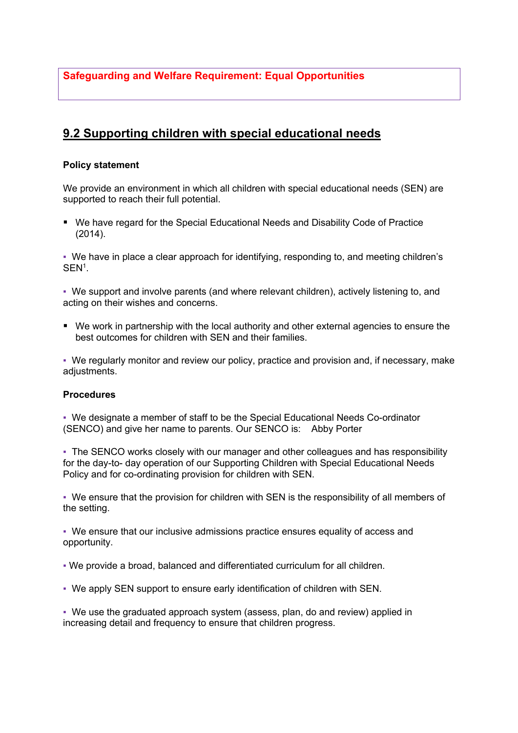**Safeguarding and Welfare Requirement: Equal Opportunities**

## 9.2 Supporting children with special educational needs

**Policy statement**

We provide an environment in which all children with special educational needs (SEN) are supported to reach their full potential.

- We have regard for the Special Educational Needs and Disability Code of Practice (2014).
- We have in place a clear approach for identifying, responding to, and meeting children's SEN[1].
- We support and involve parents (and where relevant children), actively listening to, and acting on their wishes and concerns.
- We work in partnership with the local authority and other external agencies to ensure the best outcomes for children with SEN and their families.
- We regularly monitor and review our policy, practice and provision and, if necessary, make adjustments.

**Procedures**

- We designate a member of staff to be the Special Educational Needs Co-ordinator (SENCO) and give her name to parents. Our SENCO is: Abby Porter
- The SENCO works closely with our manager and other colleagues and has responsibility for the day-to- day operation of our Supporting Children with Special Educational Needs Policy and for co-ordinating provision for children with SEN.
- We ensure that the provision for children with SEN is the responsibility of all members of the setting.
- We ensure that our inclusive admissions practice ensures equality of access and opportunity.
- We provide a broad, balanced and differentiated curriculum for all children.
- We apply SEN support to ensure early identification of children with SEN.
- We use the graduated approach system (assess, plan, do and review) applied in increasing detail and frequency to ensure that children progress.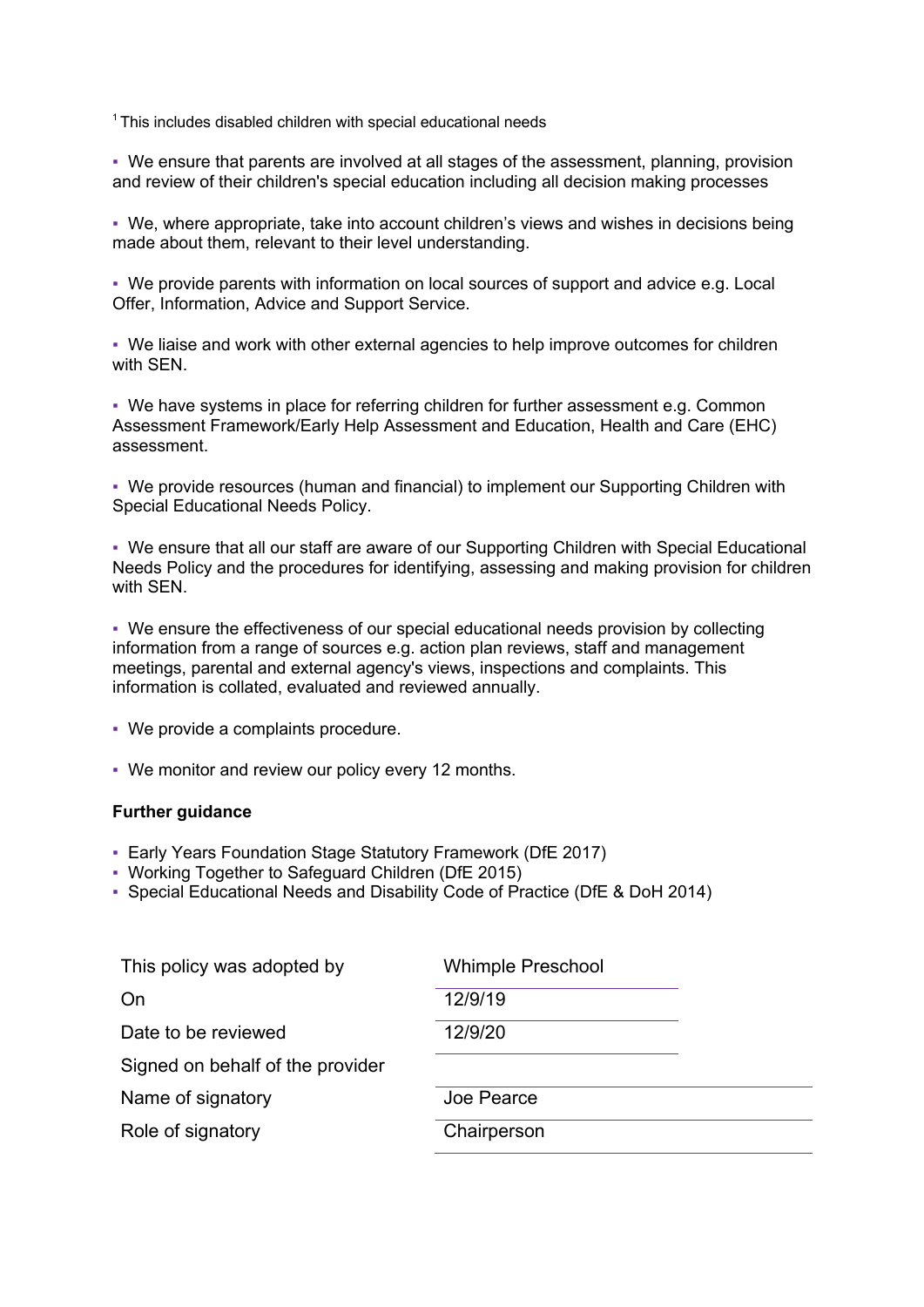[1] This includes disabled children with special educational needs

- We ensure that parents are involved at all stages of the assessment, planning, provision and review of their children's special education including all decision making processes
- We, where appropriate, take into account children's views and wishes in decisions being made about them, relevant to their level understanding.
- We provide parents with information on local sources of support and advice e.g. Local Offer, Information, Advice and Support Service.
- We liaise and work with other external agencies to help improve outcomes for children with SEN.
- We have systems in place for referring children for further assessment e.g. Common Assessment Framework/Early Help Assessment and Education, Health and Care (EHC) assessment.
- We provide resources (human and financial) to implement our Supporting Children with Special Educational Needs Policy.
- We ensure that all our staff are aware of our Supporting Children with Special Educational Needs Policy and the procedures for identifying, assessing and making provision for children with SEN.
- We ensure the effectiveness of our special educational needs provision by collecting information from a range of sources e.g. action plan reviews, staff and management meetings, parental and external agency's views, inspections and complaints. This information is collated, evaluated and reviewed annually.
- We provide a complaints procedure.
- We monitor and review our policy every 12 months.

**Further guidance**

- Early Years Foundation Stage Statutory Framework (DfE 2017)
- Working Together to Safeguard Children (DfE 2015)
- Special Educational Needs and Disability Code of Practice (DfE & DoH 2014)

| | |
|---|---|
| This policy was adopted by | Whimple Preschool |
| On | 12/9/19 |
| Date to be reviewed | 12/9/20 |
| Signed on behalf of the provider | |
| Name of signatory | Joe Pearce |
| Role of signatory | Chairperson |